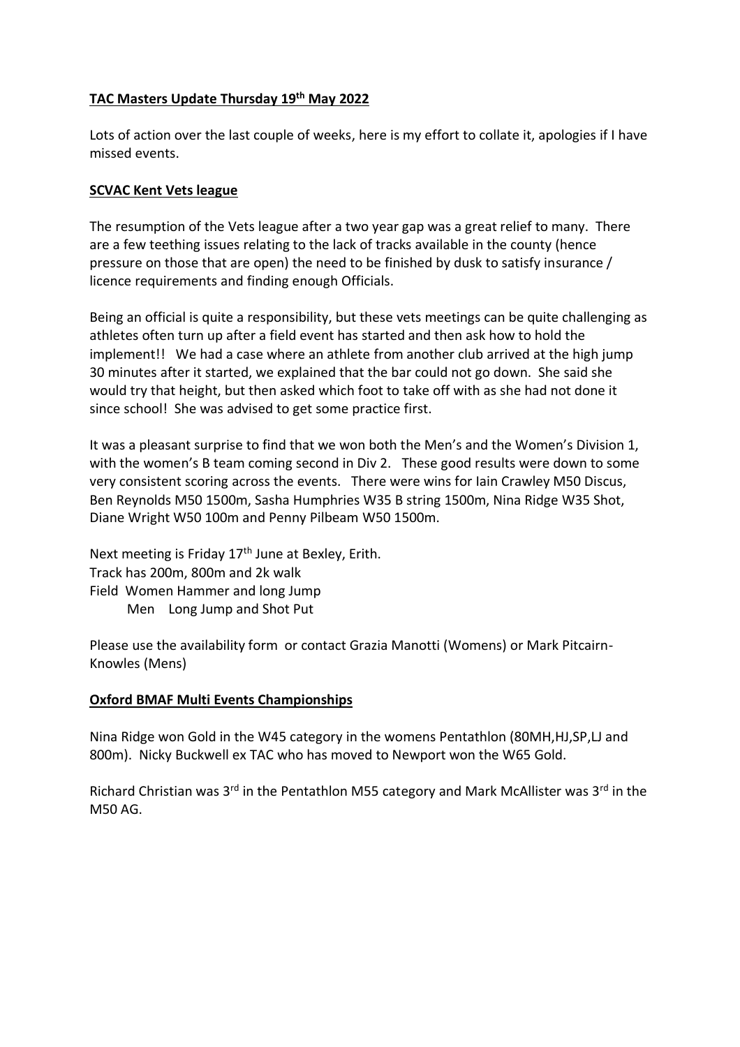## TAC Masters Update Thursday 19th May 2022

Lots of action over the last couple of weeks, here is my effort to collate it, apologies if I have missed events.

### SCVAC Kent Vets league

The resumption of the Vets league after a two year gap was a great relief to many. There are a few teething issues relating to the lack of tracks available in the county (hence pressure on those that are open) the need to be finished by dusk to satisfy insurance / licence requirements and finding enough Officials.

Being an official is quite a responsibility, but these vets meetings can be quite challenging as athletes often turn up after a field event has started and then ask how to hold the implement!! We had a case where an athlete from another club arrived at the high jump 30 minutes after it started, we explained that the bar could not go down. She said she would try that height, but then asked which foot to take off with as she had not done it since school! She was advised to get some practice first.

It was a pleasant surprise to find that we won both the Men's and the Women's Division 1, with the women's B team coming second in Div 2. These good results were down to some very consistent scoring across the events. There were wins for Iain Crawley M50 Discus, Ben Reynolds M50 1500m, Sasha Humphries W35 B string 1500m, Nina Ridge W35 Shot, Diane Wright W50 100m and Penny Pilbeam W50 1500m.

Next meeting is Friday 17th June at Bexley, Erith.
Track has 200m, 800m and 2k walk
Field Women Hammer and long Jump
Men Long Jump and Shot Put

Please use the availability form or contact Grazia Manotti (Womens) or Mark Pitcairn-Knowles (Mens)

### Oxford BMAF Multi Events Championships

Nina Ridge won Gold in the W45 category in the womens Pentathlon (80MH,HJ,SP,LJ and 800m). Nicky Buckwell ex TAC who has moved to Newport won the W65 Gold.

Richard Christian was 3rd in the Pentathlon M55 category and Mark McAllister was 3rd in the M50 AG.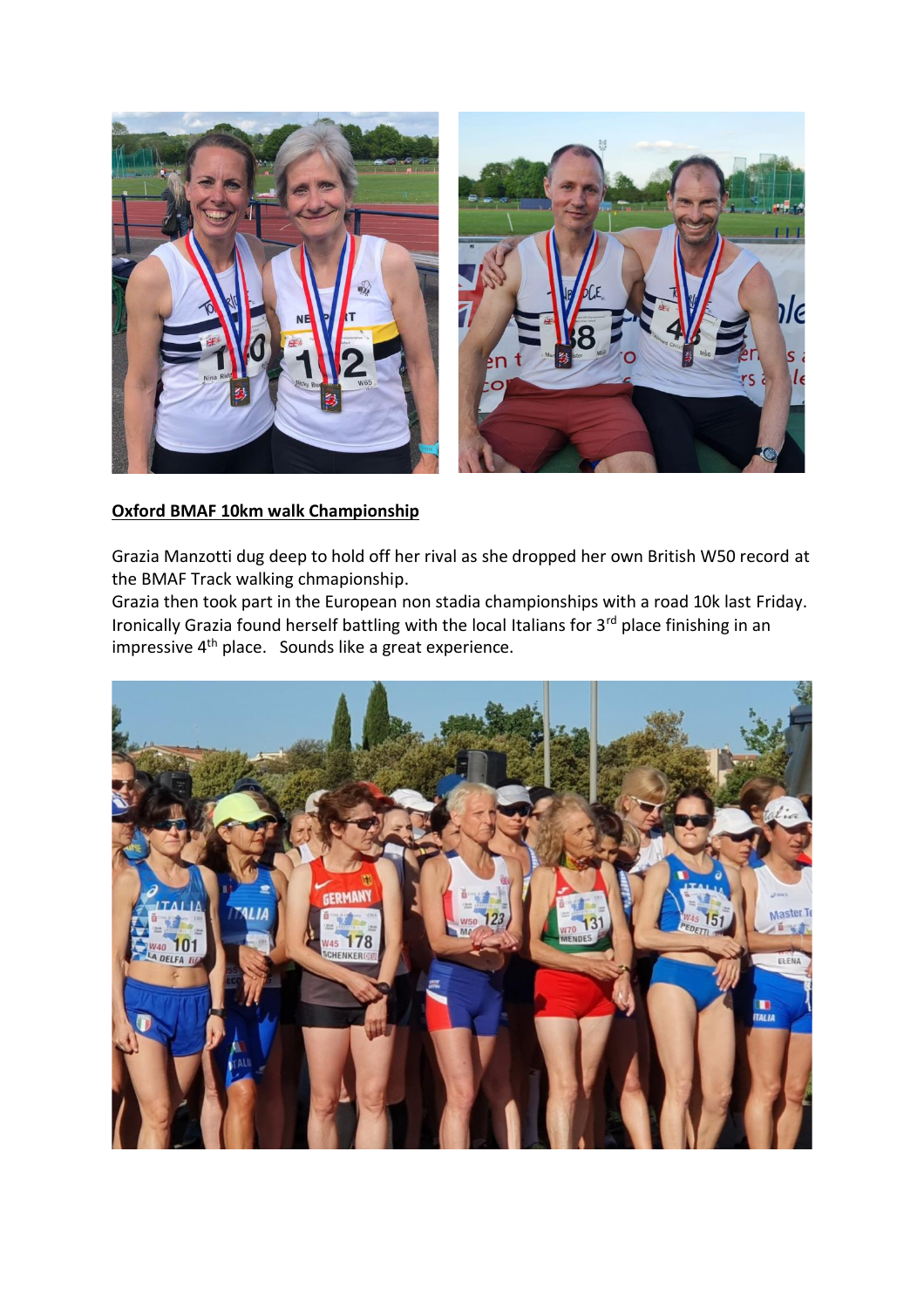**Oxford BMAF 10km walk Championship**

Grazia Manzotti dug deep to hold off her rival as she dropped her own British W50 record at the BMAF Track walking chmapionship.
Grazia then took part in the European non stadia championships with a road 10k last Friday. Ironically Grazia found herself battling with the local Italians for 3rd place finishing in an impressive 4th place. Sounds like a great experience.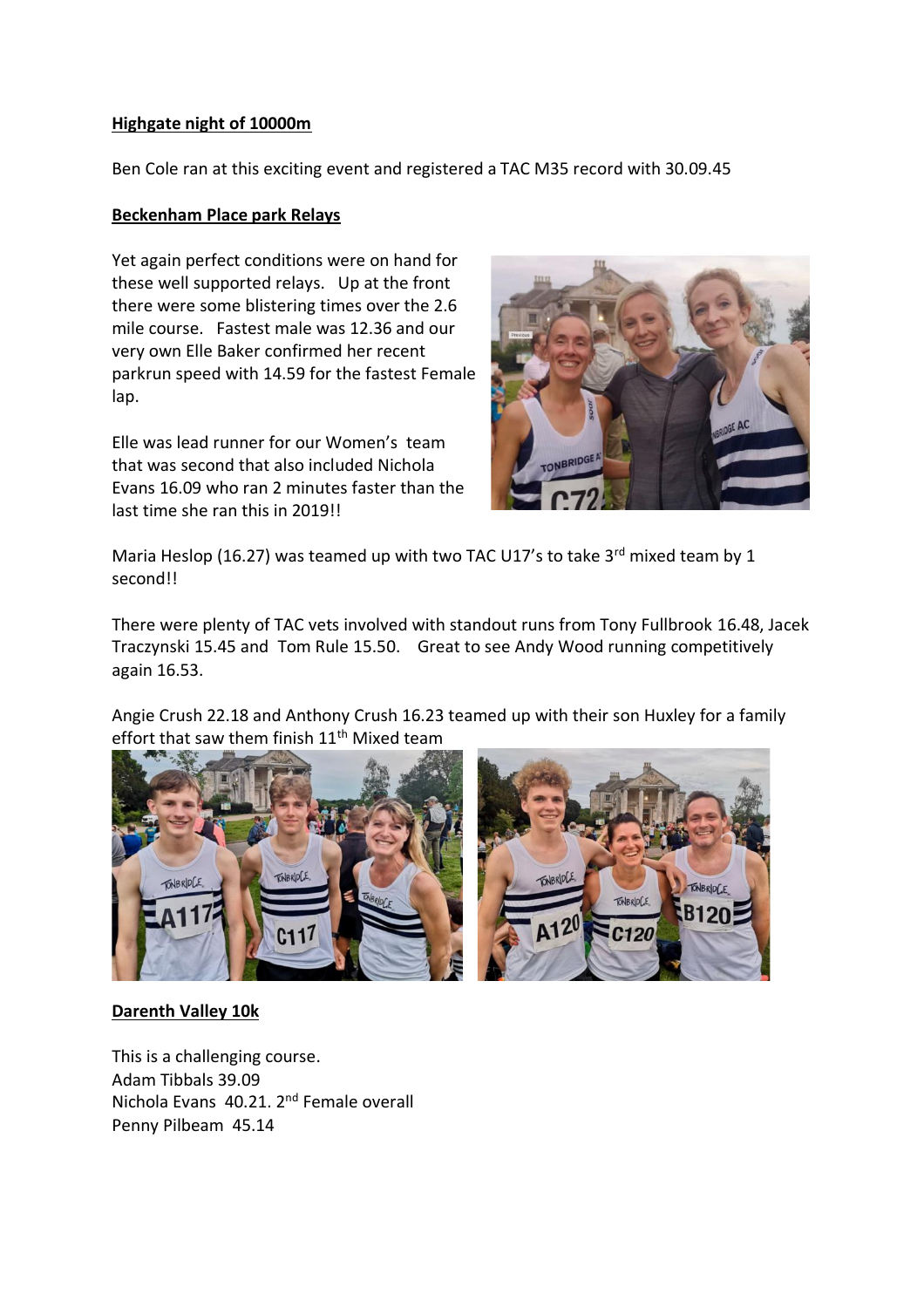**Highgate night of 10000m**

Ben Cole ran at this exciting event and registered a TAC M35 record with 30.09.45

**Beckenham Place park Relays**

Yet again perfect conditions were on hand for these well supported relays. Up at the front there were some blistering times over the 2.6 mile course. Fastest male was 12.36 and our very own Elle Baker confirmed her recent parkrun speed with 14.59 for the fastest Female lap.

Elle was lead runner for our Women's team that was second that also included Nichola Evans 16.09 who ran 2 minutes faster than the last time she ran this in 2019!!

Maria Heslop (16.27) was teamed up with two TAC U17's to take 3rd mixed team by 1 second!!

There were plenty of TAC vets involved with standout runs from Tony Fullbrook 16.48, Jacek Traczynski 15.45 and Tom Rule 15.50. Great to see Andy Wood running competitively again 16.53.

Angie Crush 22.18 and Anthony Crush 16.23 teamed up with their son Huxley for a family effort that saw them finish 11th Mixed team

**Darenth Valley 10k**

This is a challenging course.
Adam Tibbals 39.09
Nichola Evans 40.21. 2nd Female overall
Penny Pilbeam 45.14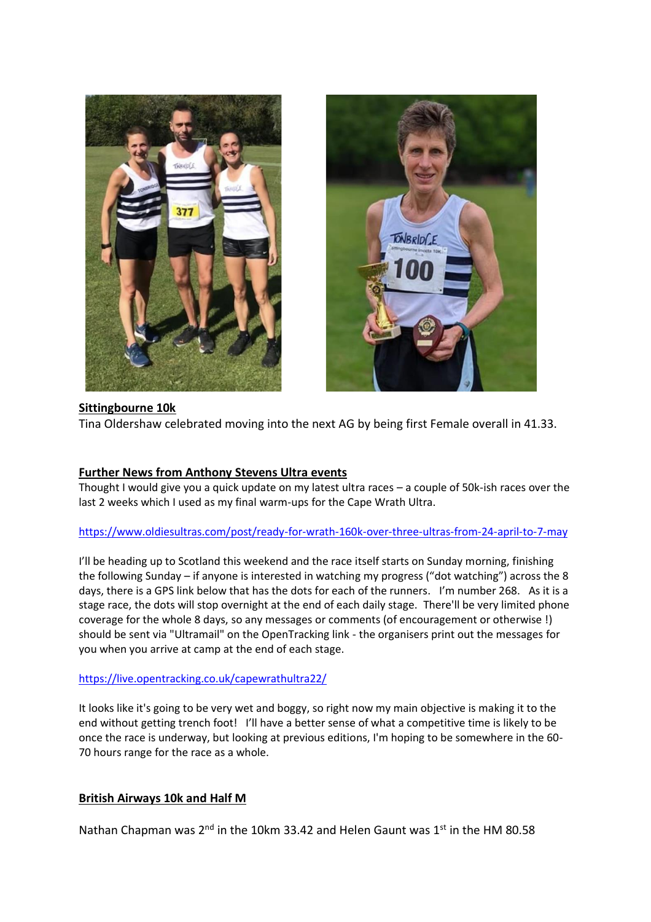**Sittingbourne 10k**

Tina Oldershaw celebrated moving into the next AG by being first Female overall in 41.33.

**Further News from Anthony Stevens Ultra events**

Thought I would give you a quick update on my latest ultra races – a couple of 50k-ish races over the last 2 weeks which I used as my final warm-ups for the Cape Wrath Ultra.

https://www.oldiesultras.com/post/ready-for-wrath-160k-over-three-ultras-from-24-april-to-7-may

I'll be heading up to Scotland this weekend and the race itself starts on Sunday morning, finishing the following Sunday – if anyone is interested in watching my progress ("dot watching") across the 8 days, there is a GPS link below that has the dots for each of the runners. I'm number 268. As it is a stage race, the dots will stop overnight at the end of each daily stage. There'll be very limited phone coverage for the whole 8 days, so any messages or comments (of encouragement or otherwise !) should be sent via "Ultramail" on the OpenTracking link - the organisers print out the messages for you when you arrive at camp at the end of each stage.

https://live.opentracking.co.uk/capewrathultra22/

It looks like it's going to be very wet and boggy, so right now my main objective is making it to the end without getting trench foot! I'll have a better sense of what a competitive time is likely to be once the race is underway, but looking at previous editions, I'm hoping to be somewhere in the 60-70 hours range for the race as a whole.

**British Airways 10k and Half M**

Nathan Chapman was 2nd in the 10km 33.42 and Helen Gaunt was 1st in the HM 80.58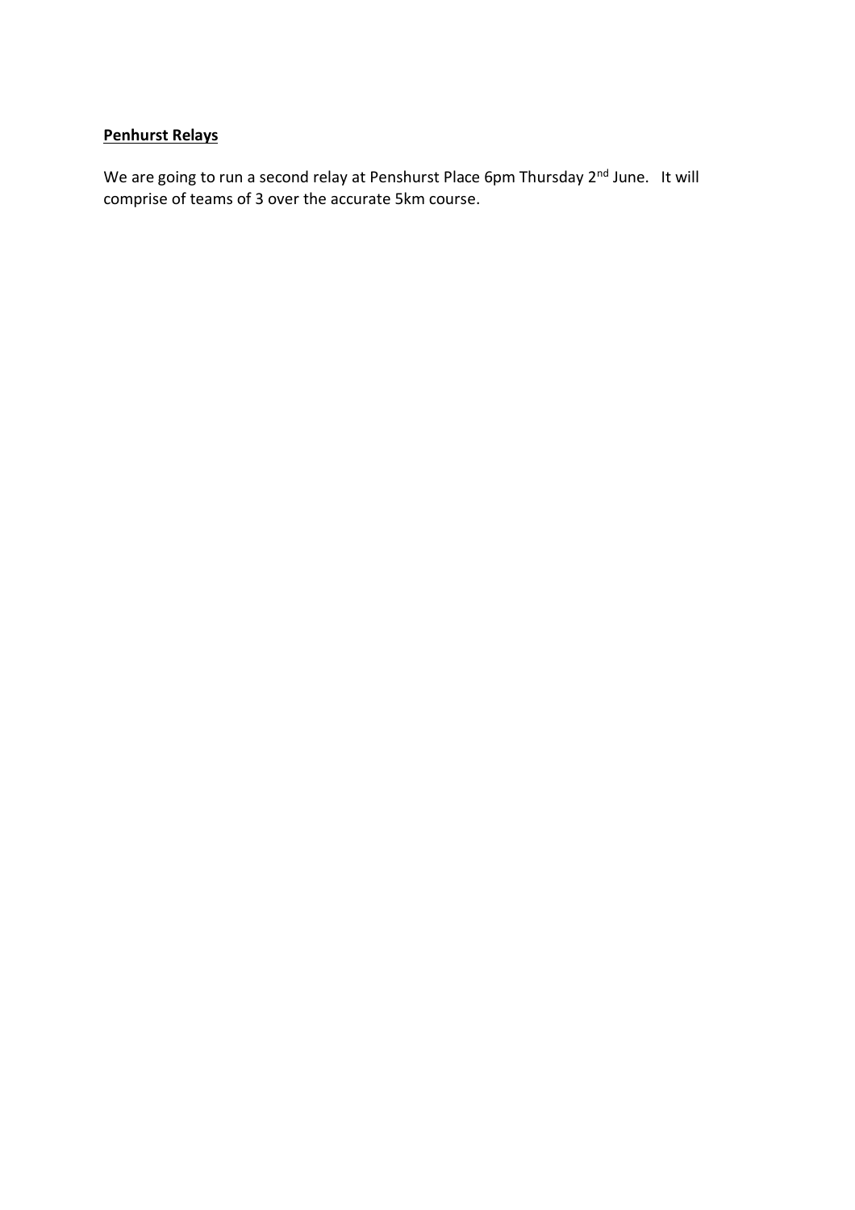**Penhurst Relays**

We are going to run a second relay at Penshurst Place 6pm Thursday 2nd June. It will comprise of teams of 3 over the accurate 5km course.